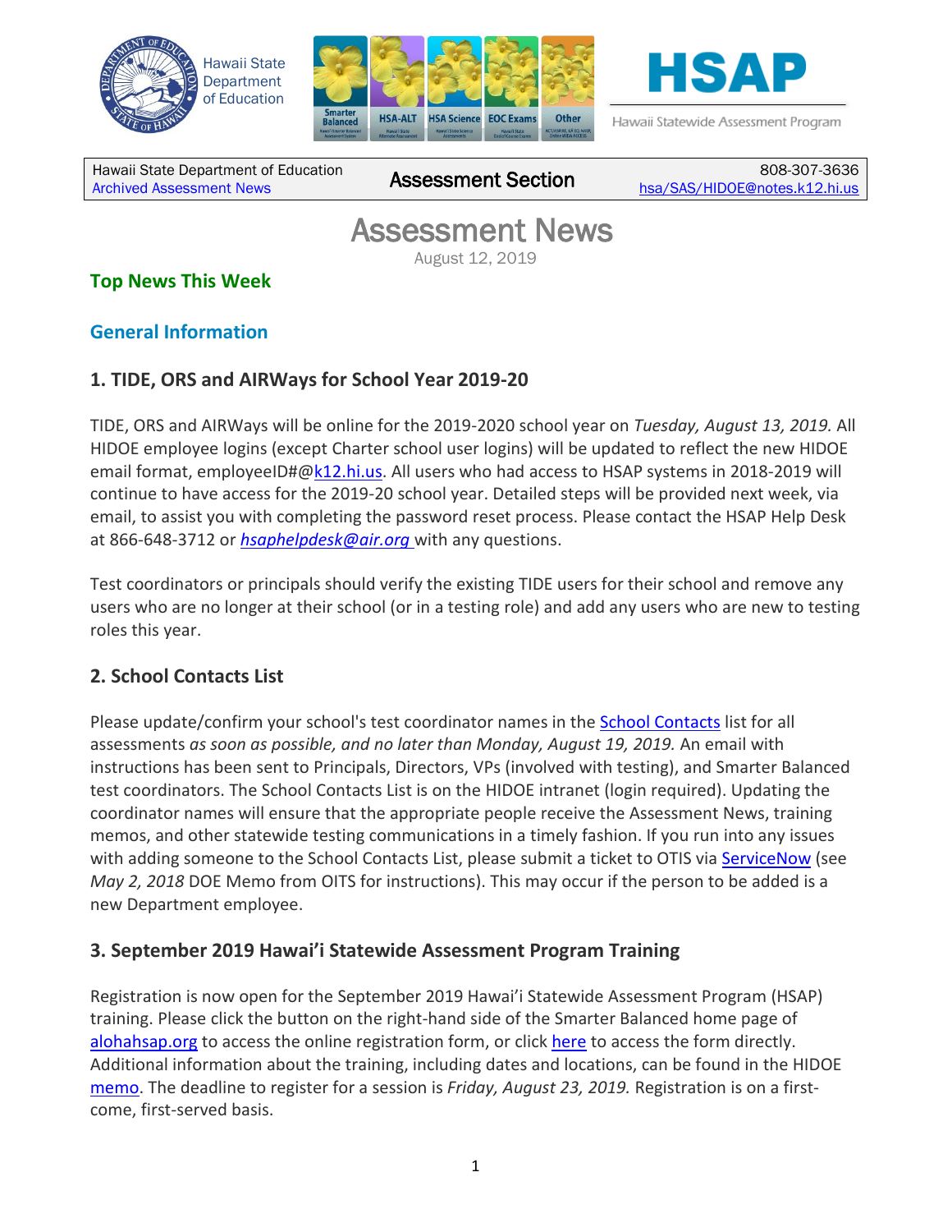Hawaii State Department of Education

HSAP — Hawaii Statewide Assessment Program

| Hawaii State Department of Education<br>Archived Assessment News | Assessment Section | 808-307-3636<br>hsa/SAS/HIDOE@notes.k12.hi.us |
|---|---|---|

# Assessment News

August 12, 2019

## Top News This Week

## General Information

### 1. TIDE, ORS and AIRWays for School Year 2019-20

TIDE, ORS and AIRWays will be online for the 2019-2020 school year on *Tuesday, August 13, 2019.* All HIDOE employee logins (except Charter school user logins) will be updated to reflect the new HIDOE email format, employeeID#@k12.hi.us. All users who had access to HSAP systems in 2018-2019 will continue to have access for the 2019-20 school year. Detailed steps will be provided next week, via email, to assist you with completing the password reset process. Please contact the HSAP Help Desk at 866-648-3712 or *hsaphelpdesk@air.org* with any questions.

Test coordinators or principals should verify the existing TIDE users for their school and remove any users who are no longer at their school (or in a testing role) and add any users who are new to testing roles this year.

### 2. School Contacts List

Please update/confirm your school's test coordinator names in the School Contacts list for all assessments *as soon as possible, and no later than Monday, August 19, 2019.* An email with instructions has been sent to Principals, Directors, VPs (involved with testing), and Smarter Balanced test coordinators. The School Contacts List is on the HIDOE intranet (login required). Updating the coordinator names will ensure that the appropriate people receive the Assessment News, training memos, and other statewide testing communications in a timely fashion. If you run into any issues with adding someone to the School Contacts List, please submit a ticket to OTIS via ServiceNow (see *May 2, 2018* DOE Memo from OITS for instructions). This may occur if the person to be added is a new Department employee.

### 3. September 2019 Hawai'i Statewide Assessment Program Training

Registration is now open for the September 2019 Hawai'i Statewide Assessment Program (HSAP) training. Please click the button on the right-hand side of the Smarter Balanced home page of alohahsap.org to access the online registration form, or click here to access the form directly. Additional information about the training, including dates and locations, can be found in the HIDOE memo. The deadline to register for a session is *Friday, August 23, 2019.* Registration is on a first-come, first-served basis.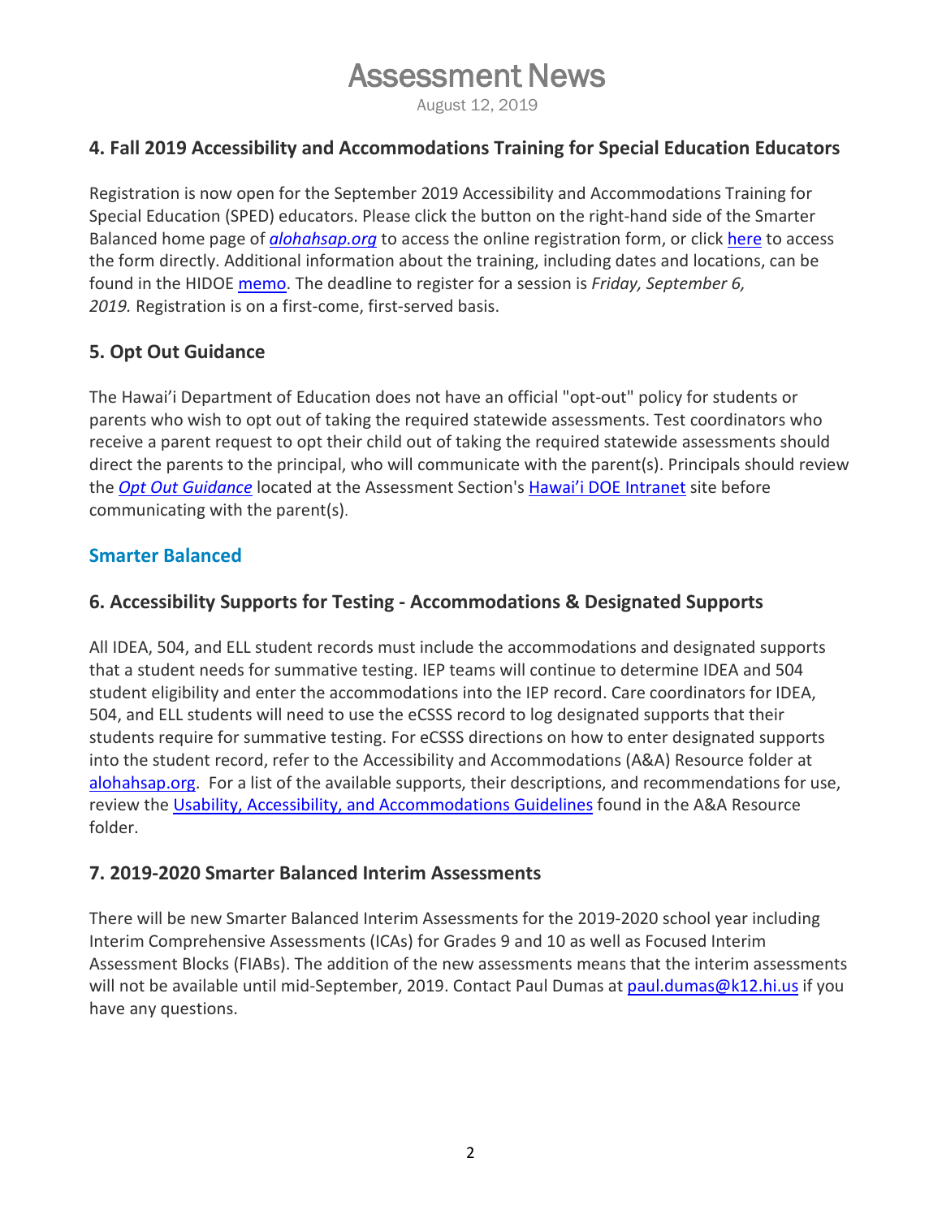## 4. Fall 2019 Accessibility and Accommodations Training for Special Education Educators

Registration is now open for the September 2019 Accessibility and Accommodations Training for Special Education (SPED) educators. Please click the button on the right-hand side of the Smarter Balanced home page of [*alohahsap.org*]() to access the online registration form, or click [here]() to access the form directly. Additional information about the training, including dates and locations, can be found in the HIDOE [memo](). The deadline to register for a session is *Friday, September 6, 2019.* Registration is on a first-come, first-served basis.

## 5. Opt Out Guidance

The Hawai'i Department of Education does not have an official "opt-out" policy for students or parents who wish to opt out of taking the required statewide assessments. Test coordinators who receive a parent request to opt their child out of taking the required statewide assessments should direct the parents to the principal, who will communicate with the parent(s). Principals should review the [*Opt Out Guidance*]() located at the Assessment Section's [Hawai'i DOE Intranet]() site before communicating with the parent(s).

## Smarter Balanced

## 6. Accessibility Supports for Testing - Accommodations & Designated Supports

All IDEA, 504, and ELL student records must include the accommodations and designated supports that a student needs for summative testing. IEP teams will continue to determine IDEA and 504 student eligibility and enter the accommodations into the IEP record. Care coordinators for IDEA, 504, and ELL students will need to use the eCSSS record to log designated supports that their students require for summative testing. For eCSSS directions on how to enter designated supports into the student record, refer to the Accessibility and Accommodations (A&A) Resource folder at [alohahsap.org](). For a list of the available supports, their descriptions, and recommendations for use, review the [Usability, Accessibility, and Accommodations Guidelines]() found in the A&A Resource folder.

## 7. 2019-2020 Smarter Balanced Interim Assessments

There will be new Smarter Balanced Interim Assessments for the 2019-2020 school year including Interim Comprehensive Assessments (ICAs) for Grades 9 and 10 as well as Focused Interim Assessment Blocks (FIABs). The addition of the new assessments means that the interim assessments will not be available until mid-September, 2019. Contact Paul Dumas at [paul.dumas@k12.hi.us]() if you have any questions.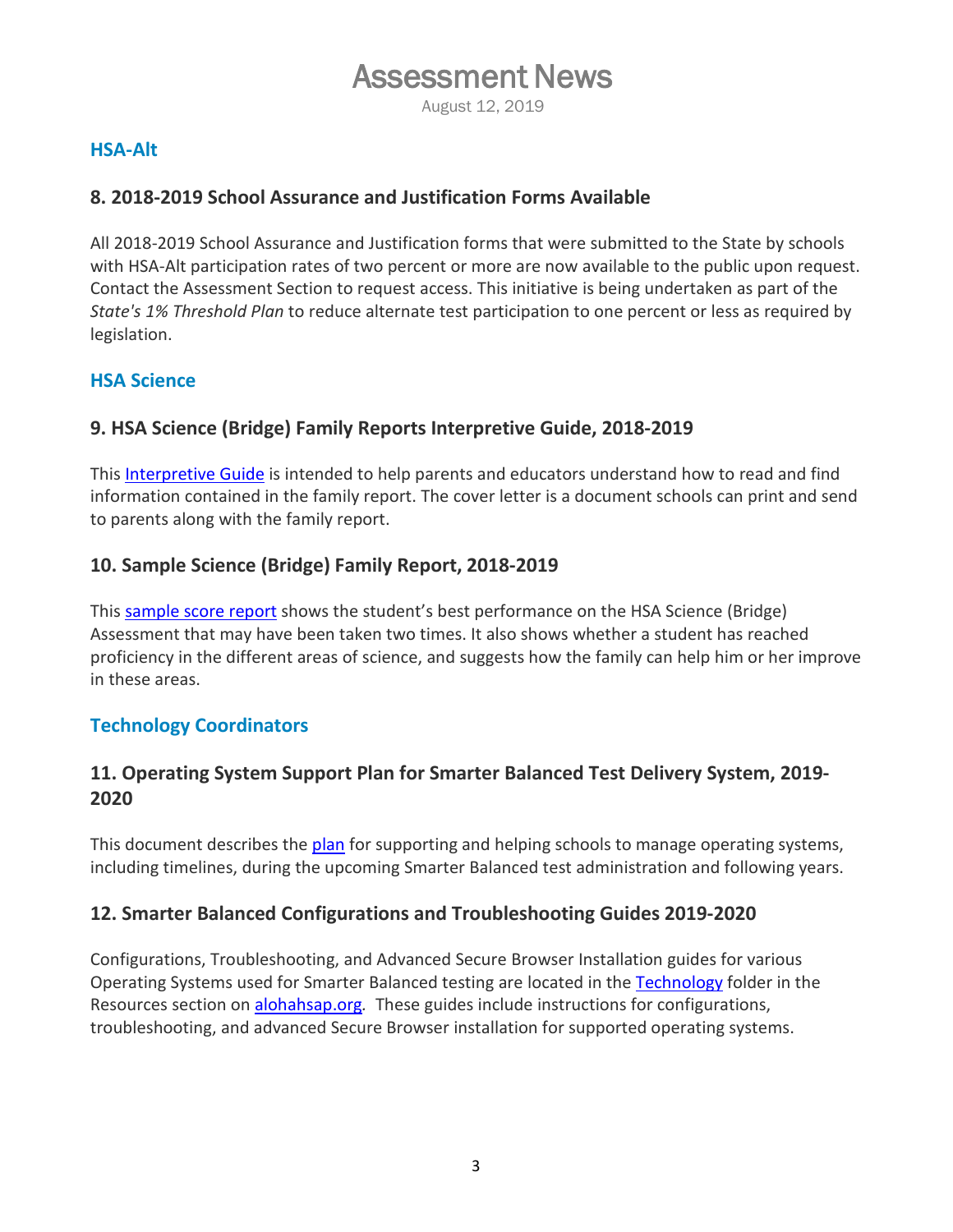# Assessment News

August 12, 2019

## HSA-Alt

### 8. 2018-2019 School Assurance and Justification Forms Available

All 2018-2019 School Assurance and Justification forms that were submitted to the State by schools with HSA-Alt participation rates of two percent or more are now available to the public upon request. Contact the Assessment Section to request access. This initiative is being undertaken as part of the *State's 1% Threshold Plan* to reduce alternate test participation to one percent or less as required by legislation.

## HSA Science

### 9. HSA Science (Bridge) Family Reports Interpretive Guide, 2018-2019

This Interpretive Guide is intended to help parents and educators understand how to read and find information contained in the family report. The cover letter is a document schools can print and send to parents along with the family report.

### 10. Sample Science (Bridge) Family Report, 2018-2019

This sample score report shows the student's best performance on the HSA Science (Bridge) Assessment that may have been taken two times. It also shows whether a student has reached proficiency in the different areas of science, and suggests how the family can help him or her improve in these areas.

## Technology Coordinators

### 11. Operating System Support Plan for Smarter Balanced Test Delivery System, 2019-2020

This document describes the plan for supporting and helping schools to manage operating systems, including timelines, during the upcoming Smarter Balanced test administration and following years.

### 12. Smarter Balanced Configurations and Troubleshooting Guides 2019-2020

Configurations, Troubleshooting, and Advanced Secure Browser Installation guides for various Operating Systems used for Smarter Balanced testing are located in the Technology folder in the Resources section on alohahsap.org. These guides include instructions for configurations, troubleshooting, and advanced Secure Browser installation for supported operating systems.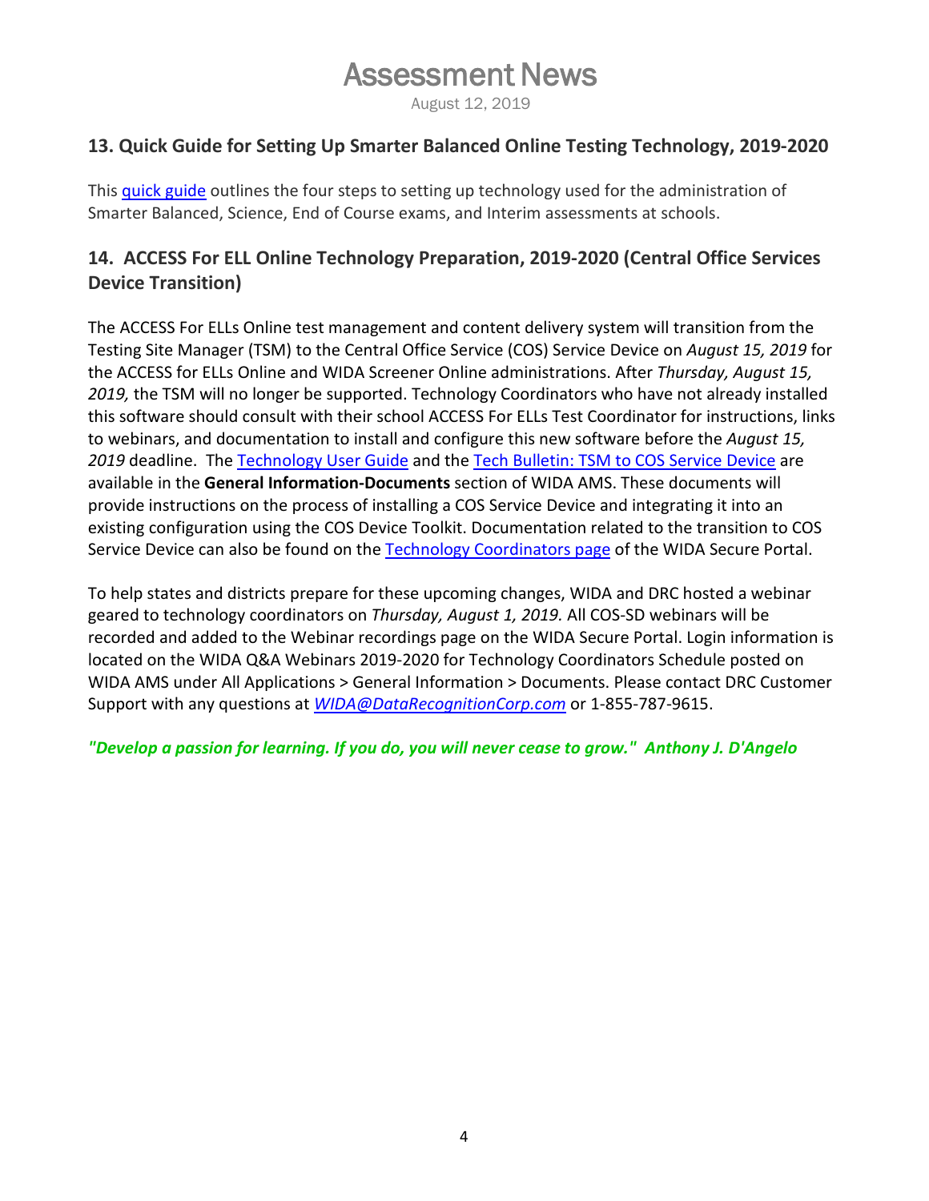## 13. Quick Guide for Setting Up Smarter Balanced Online Testing Technology, 2019-2020

This quick guide outlines the four steps to setting up technology used for the administration of Smarter Balanced, Science, End of Course exams, and Interim assessments at schools.

## 14. ACCESS For ELL Online Technology Preparation, 2019-2020 (Central Office Services Device Transition)

The ACCESS For ELLs Online test management and content delivery system will transition from the Testing Site Manager (TSM) to the Central Office Service (COS) Service Device on *August 15, 2019* for the ACCESS for ELLs Online and WIDA Screener Online administrations. After *Thursday, August 15, 2019,* the TSM will no longer be supported. Technology Coordinators who have not already installed this software should consult with their school ACCESS For ELLs Test Coordinator for instructions, links to webinars, and documentation to install and configure this new software before the *August 15, 2019* deadline. The Technology User Guide and the Tech Bulletin: TSM to COS Service Device are available in the **General Information-Documents** section of WIDA AMS. These documents will provide instructions on the process of installing a COS Service Device and integrating it into an existing configuration using the COS Device Toolkit. Documentation related to the transition to COS Service Device can also be found on the Technology Coordinators page of the WIDA Secure Portal.

To help states and districts prepare for these upcoming changes, WIDA and DRC hosted a webinar geared to technology coordinators on *Thursday, August 1, 2019.* All COS-SD webinars will be recorded and added to the Webinar recordings page on the WIDA Secure Portal. Login information is located on the WIDA Q&A Webinars 2019-2020 for Technology Coordinators Schedule posted on WIDA AMS under All Applications > General Information > Documents. Please contact DRC Customer Support with any questions at *WIDA@DataRecognitionCorp.com* or 1-855-787-9615.

***"Develop a passion for learning. If you do, you will never cease to grow." Anthony J. D'Angelo***